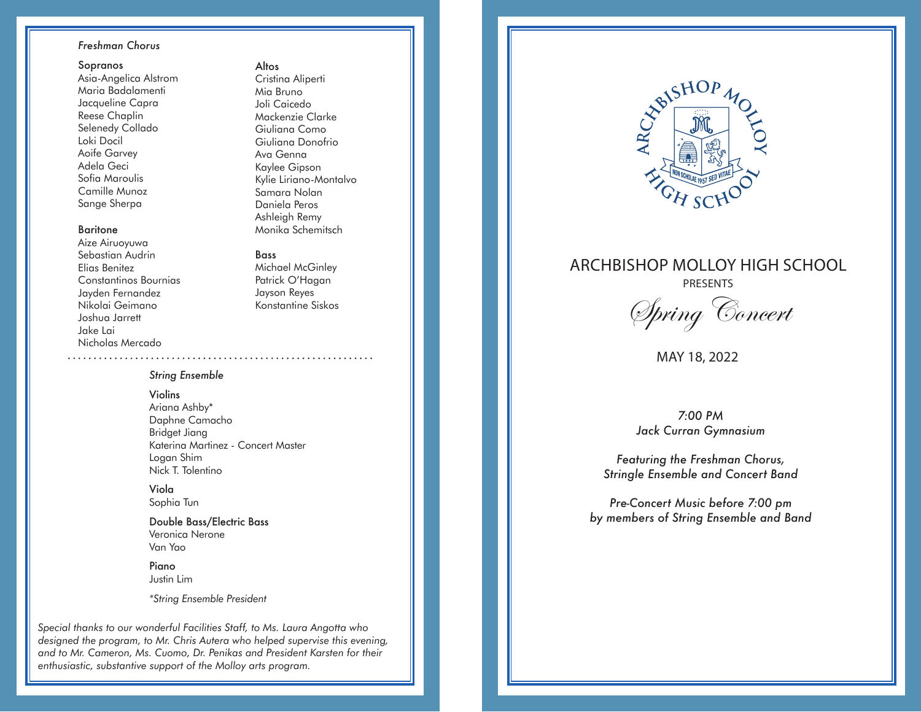*Freshman Chorus*

**Sopranos**
Asia-Angelica Alstrom
Maria Badalamenti
Jacqueline Capra
Reese Chaplin
Selenedy Collado
Loki Docil
Aoife Garvey
Adela Geci
Sofia Maroulis
Camille Munoz
Sange Sherpa

**Baritone**
Aize Airuoyuwa
Sebastian Audrin
Elias Benitez
Constantinos Bournias
Jayden Fernandez
Nikolai Geimano
Joshua Jarrett
Jake Lai
Nicholas Mercado

**Altos**
Cristina Aliperti
Mia Bruno
Joli Caicedo
Mackenzie Clarke
Giuliana Como
Giuliana Donofrio
Ava Genna
Kaylee Gipson
Kylie Liriano-Montalvo
Samara Nolan
Daniela Peros
Ashleigh Remy
Monika Schemitsch

**Bass**
Michael McGinley
Patrick O'Hagan
Jayson Reyes
Konstantine Siskos

---

*String Ensemble*

**Violins**
Ariana Ashby*
Daphne Camacho
Bridget Jiang
Katerina Martinez - Concert Master
Logan Shim
Nick T. Tolentino

**Viola**
Sophia Tun

**Double Bass/Electric Bass**
Veronica Nerone
Van Yao

**Piano**
Justin Lim

*\*String Ensemble President*

*Special thanks to our wonderful Facilities Staff, to Ms. Laura Angotta who designed the program, to Mr. Chris Autera who helped supervise this evening, and to Mr. Cameron, Ms. Cuomo, Dr. Penikas and President Karsten for their enthusiastic, substantive support of the Molloy arts program.*

---

ARCHBISHOP MOLLOY HIGH SCHOOL

NON SCHOLAE 1957 SED VITAE

# ARCHBISHOP MOLLOY HIGH SCHOOL

PRESENTS

## *Spring Concert*

MAY 18, 2022

*7:00 PM*
*Jack Curran Gymnasium*

*Featuring the Freshman Chorus,*
*Stringle Ensemble and Concert Band*

*Pre-Concert Music before 7:00 pm*
*by members of String Ensemble and Band*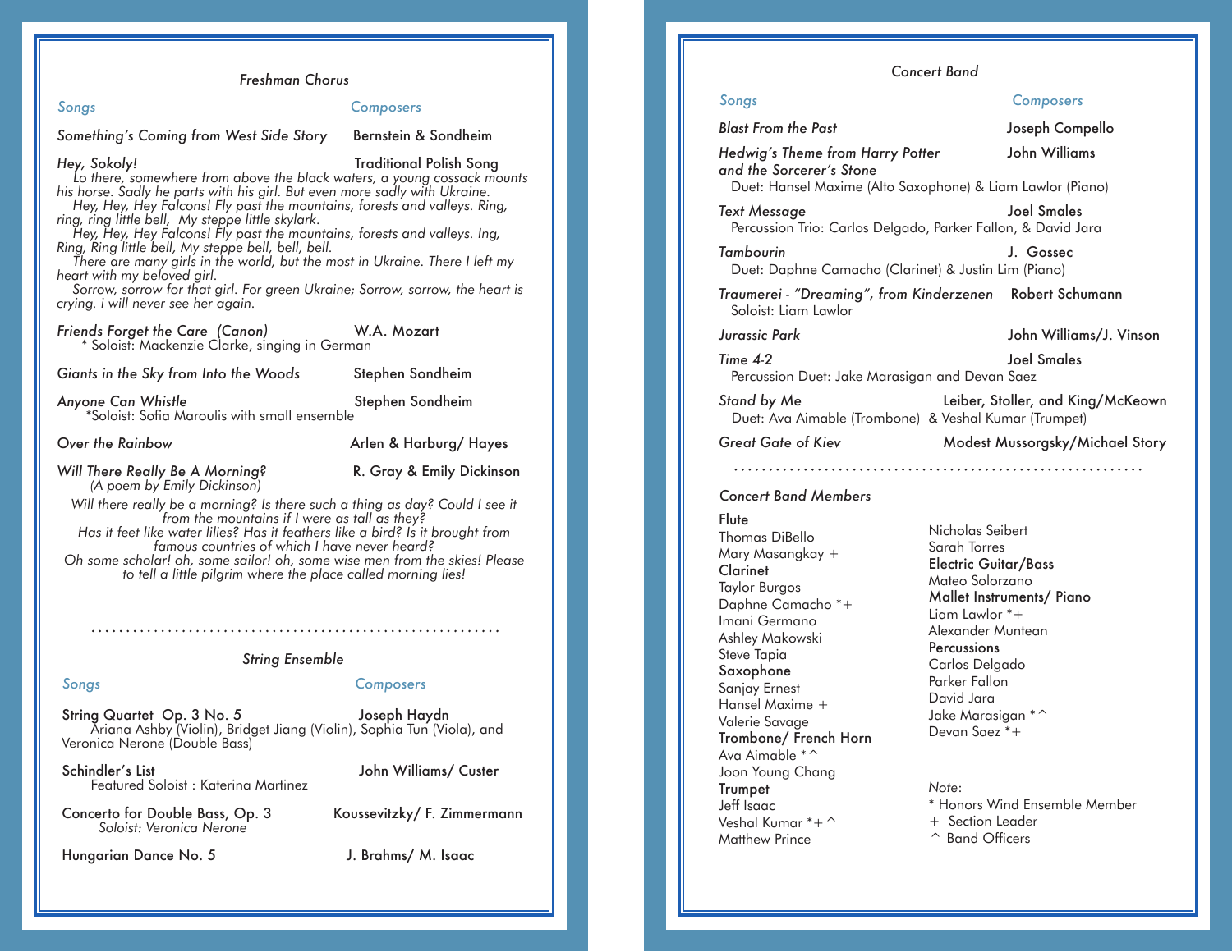## Freshman Chorus

| Songs | Composers |
|---|---|
| *Something's Coming from West Side Story* | Bernstein & Sondheim |
| *Hey, Sokoly!* | Traditional Polish Song |

*Lo there, somewhere from above the black waters, a young cossack mounts his horse. Sadly he parts with his girl. But even more sadly with Ukraine.*
*Hey, Hey, Hey Falcons! Fly past the mountains, forests and valleys. Ring, ring, ring little bell, My steppe little skylark.*
*Hey, Hey, Hey Falcons! Fly past the mountains, forests and valleys. Ing, Ring, Ring little bell, My steppe bell, bell, bell.*
*There are many girls in the world, but the most in Ukraine. There I left my heart with my beloved girl.*
*Sorrow, sorrow for that girl. For green Ukraine; Sorrow, sorrow, the heart is crying. i will never see her again.*

*Friends Forget the Care (Canon)* — W.A. Mozart
\* Soloist: Mackenzie Clarke, singing in German

*Giants in the Sky from Into the Woods* — Stephen Sondheim

*Anyone Can Whistle* — Stephen Sondheim
\*Soloist: Sofia Maroulis with small ensemble

*Over the Rainbow* — Arlen & Harburg/ Hayes

*Will There Really Be A Morning?* — R. Gray & Emily Dickinson
*(A poem by Emily Dickinson)*

*Will there really be a morning? Is there such a thing as day? Could I see it from the mountains if I were as tall as they?*
*Has it feet like water lilies? Has it feathers like a bird? Is it brought from famous countries of which I have never heard?*
*Oh some scholar! oh, some sailor! oh, some wise men from the skies! Please to tell a little pilgrim where the place called morning lies!*

## String Ensemble

| Songs | Composers |
|---|---|
| String Quartet Op. 3 No. 5 | Joseph Haydn |

Ariana Ashby (Violin), Bridget Jiang (Violin), Sophia Tun (Viola), and Veronica Nerone (Double Bass)

Schindler's List — John Williams/ Custer
Featured Soloist : Katerina Martinez

Concerto for Double Bass, Op. 3 — Koussevitzky/ F. Zimmermann
*Soloist: Veronica Nerone*

Hungarian Dance No. 5 — J. Brahms/ M. Isaac

## Concert Band

| Songs | Composers |
|---|---|
| *Blast From the Past* | Joseph Compello |
| *Hedwig's Theme from Harry Potter and the Sorcerer's Stone* | John Williams |

Duet: Hansel Maxime (Alto Saxophone) & Liam Lawlor (Piano)

*Text Message* — Joel Smales
Percussion Trio: Carlos Delgado, Parker Fallon, & David Jara

*Tambourin* — J. Gossec
Duet: Daphne Camacho (Clarinet) & Justin Lim (Piano)

*Traumerei - "Dreaming", from Kinderzenen* — Robert Schumann
Soloist: Liam Lawlor

*Jurassic Park* — John Williams/J. Vinson

*Time 4-2* — Joel Smales
Percussion Duet: Jake Marasigan and Devan Saez

*Stand by Me* — Leiber, Stoller, and King/McKeown
Duet: Ava Aimable (Trombone) & Veshal Kumar (Trumpet)

*Great Gate of Kiev* — Modest Mussorgsky/Michael Story

### Concert Band Members

**Flute**
Thomas DiBello
Mary Masangkay +

**Clarinet**
Taylor Burgos
Daphne Camacho \*+
Imani Germano
Ashley Makowski
Steve Tapia

**Saxophone**
Sanjay Ernest
Hansel Maxime +
Valerie Savage

**Trombone/ French Horn**
Ava Aimable \*^
Joon Young Chang

**Trumpet**
Jeff Isaac
Veshal Kumar \*+ ^
Matthew Prince
Nicholas Seibert
Sarah Torres

**Electric Guitar/Bass**
Mateo Solorzano

**Mallet Instruments/ Piano**
Liam Lawlor \*+
Alexander Muntean

**Percussions**
Carlos Delgado
Parker Fallon
David Jara
Jake Marasigan \*^
Devan Saez \*+

*Note:*
\* Honors Wind Ensemble Member
\+ Section Leader
^ Band Officers